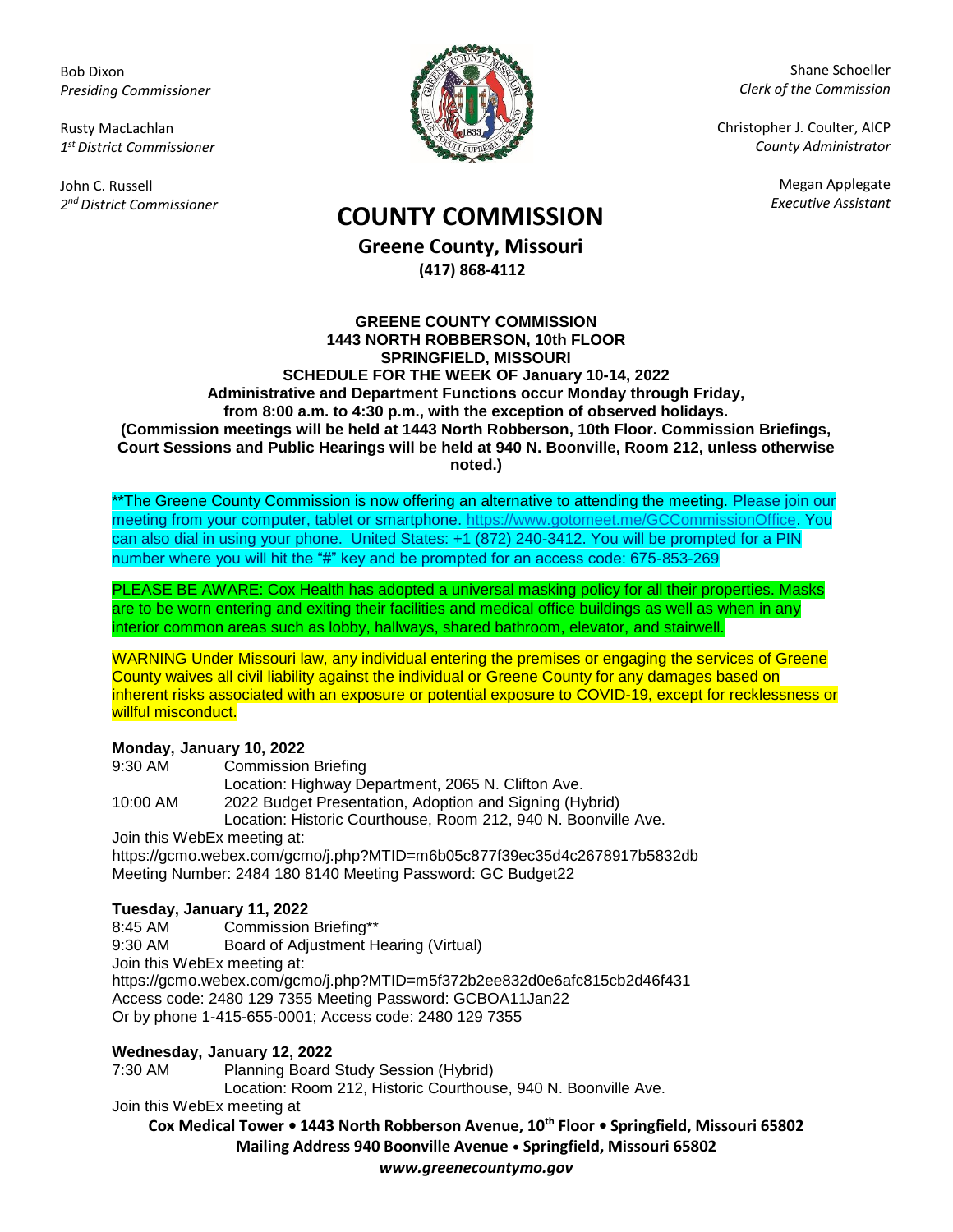Bob Dixon
*Presiding Commissioner*

Rusty MacLachlan
*1st District Commissioner*

John C. Russell
*2nd District Commissioner*

Shane Schoeller
*Clerk of the Commission*

Christopher J. Coulter, AICP
*County Administrator*

Megan Applegate
*Executive Assistant*

# COUNTY COMMISSION

**Greene County, Missouri**
**(417) 868-4112**

**GREENE COUNTY COMMISSION**
**1443 NORTH ROBBERSON, 10th FLOOR**
**SPRINGFIELD, MISSOURI**
**SCHEDULE FOR THE WEEK OF January 10-14, 2022**
**Administrative and Department Functions occur Monday through Friday, from 8:00 a.m. to 4:30 p.m., with the exception of observed holidays.**
**(Commission meetings will be held at 1443 North Robberson, 10th Floor. Commission Briefings, Court Sessions and Public Hearings will be held at 940 N. Boonville, Room 212, unless otherwise noted.)**

**The Greene County Commission is now offering an alternative to attending the meeting. Please join our meeting from your computer, tablet or smartphone. https://www.gotomeet.me/GCCommissionOffice. You can also dial in using your phone. United States: +1 (872) 240-3412. You will be prompted for a PIN number where you will hit the "#" key and be prompted for an access code: 675-853-269

PLEASE BE AWARE: Cox Health has adopted a universal masking policy for all their properties. Masks are to be worn entering and exiting their facilities and medical office buildings as well as when in any interior common areas such as lobby, hallways, shared bathroom, elevator, and stairwell.

WARNING Under Missouri law, any individual entering the premises or engaging the services of Greene County waives all civil liability against the individual or Greene County for any damages based on inherent risks associated with an exposure or potential exposure to COVID-19, except for recklessness or willful misconduct.

**Monday, January 10, 2022**

9:30 AM Commission Briefing
Location: Highway Department, 2065 N. Clifton Ave.

10:00 AM 2022 Budget Presentation, Adoption and Signing (Hybrid)
Location: Historic Courthouse, Room 212, 940 N. Boonville Ave.

Join this WebEx meeting at:
https://gcmo.webex.com/gcmo/j.php?MTID=m6b05c877f39ec35d4c2678917b5832db
Meeting Number: 2484 180 8140 Meeting Password: GC Budget22

**Tuesday, January 11, 2022**

8:45 AM Commission Briefing**

9:30 AM Board of Adjustment Hearing (Virtual)

Join this WebEx meeting at:
https://gcmo.webex.com/gcmo/j.php?MTID=m5f372b2ee832d0e6afc815cb2d46f431
Access code: 2480 129 7355 Meeting Password: GCBOA11Jan22
Or by phone 1-415-655-0001; Access code: 2480 129 7355

**Wednesday, January 12, 2022**

7:30 AM Planning Board Study Session (Hybrid)
Location: Room 212, Historic Courthouse, 940 N. Boonville Ave.

Join this WebEx meeting at

**Cox Medical Tower • 1443 North Robberson Avenue, 10th Floor • Springfield, Missouri 65802**
**Mailing Address 940 Boonville Avenue • Springfield, Missouri 65802**
***www.greenecountymo.gov***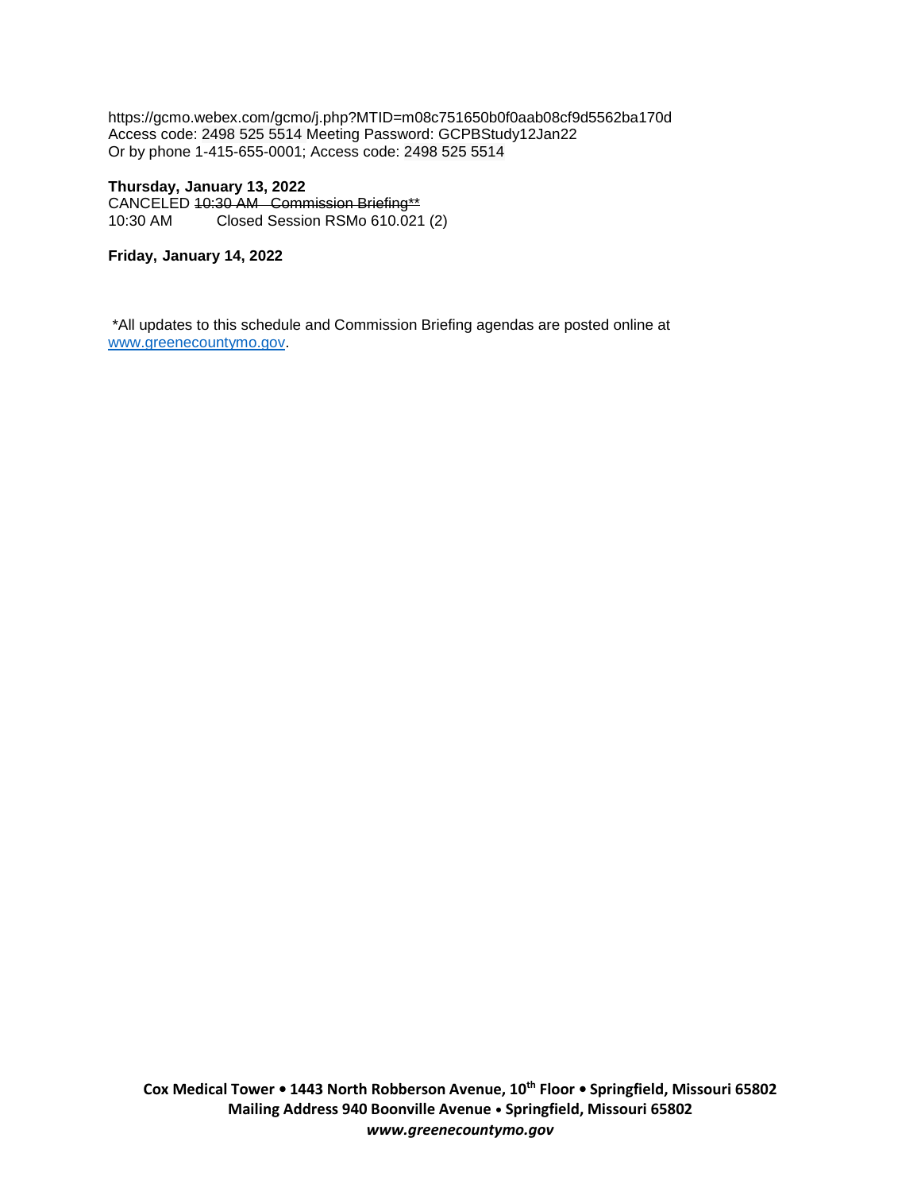https://gcmo.webex.com/gcmo/j.php?MTID=m08c751650b0f0aab08cf9d5562ba170d
Access code: 2498 525 5514 Meeting Password: GCPBStudy12Jan22
Or by phone 1-415-655-0001; Access code: 2498 525 5514

**Thursday, January 13, 2022**

CANCELED ~~10:30 AM Commission Briefing**~~

10:30 AM Closed Session RSMo 610.021 (2)

**Friday, January 14, 2022**

*All updates to this schedule and Commission Briefing agendas are posted online at [www.greenecountymo.gov](http://www.greenecountymo.gov).

**Cox Medical Tower • 1443 North Robberson Avenue, 10th Floor • Springfield, Missouri 65802**
**Mailing Address 940 Boonville Avenue • Springfield, Missouri 65802**
***www.greenecountymo.gov***